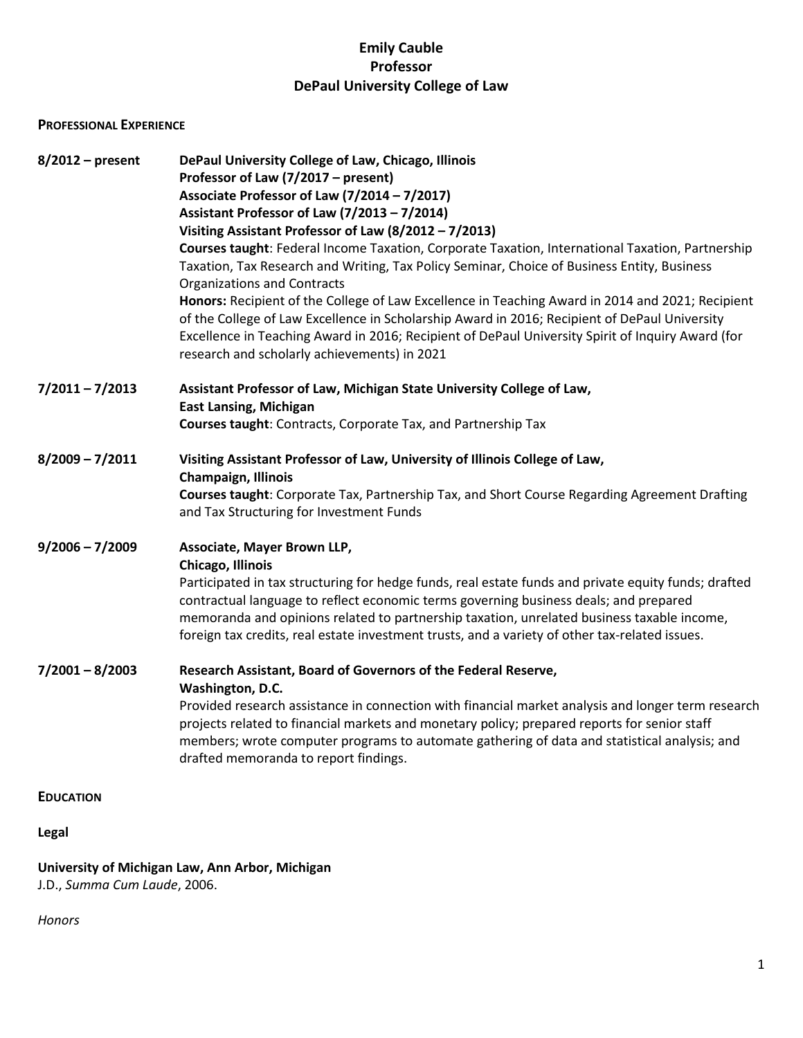# Emily Cauble
# Professor
# DePaul University College of Law

## Professional Experience

**8/2012 – present** **DePaul University College of Law, Chicago, Illinois**
**Professor of Law (7/2017 – present)**
**Associate Professor of Law (7/2014 – 7/2017)**
**Assistant Professor of Law (7/2013 – 7/2014)**
**Visiting Assistant Professor of Law (8/2012 – 7/2013)**
**Courses taught**: Federal Income Taxation, Corporate Taxation, International Taxation, Partnership Taxation, Tax Research and Writing, Tax Policy Seminar, Choice of Business Entity, Business Organizations and Contracts
**Honors:** Recipient of the College of Law Excellence in Teaching Award in 2014 and 2021; Recipient of the College of Law Excellence in Scholarship Award in 2016; Recipient of DePaul University Excellence in Teaching Award in 2016; Recipient of DePaul University Spirit of Inquiry Award (for research and scholarly achievements) in 2021

**7/2011 – 7/2013** **Assistant Professor of Law, Michigan State University College of Law, East Lansing, Michigan**
**Courses taught**: Contracts, Corporate Tax, and Partnership Tax

**8/2009 – 7/2011** **Visiting Assistant Professor of Law, University of Illinois College of Law, Champaign, Illinois**
**Courses taught**: Corporate Tax, Partnership Tax, and Short Course Regarding Agreement Drafting and Tax Structuring for Investment Funds

**9/2006 – 7/2009** **Associate, Mayer Brown LLP, Chicago, Illinois**
Participated in tax structuring for hedge funds, real estate funds and private equity funds; drafted contractual language to reflect economic terms governing business deals; and prepared memoranda and opinions related to partnership taxation, unrelated business taxable income, foreign tax credits, real estate investment trusts, and a variety of other tax-related issues.

**7/2001 – 8/2003** **Research Assistant, Board of Governors of the Federal Reserve, Washington, D.C.**
Provided research assistance in connection with financial market analysis and longer term research projects related to financial markets and monetary policy; prepared reports for senior staff members; wrote computer programs to automate gathering of data and statistical analysis; and drafted memoranda to report findings.

## Education

### Legal

**University of Michigan Law, Ann Arbor, Michigan**
J.D., *Summa Cum Laude*, 2006.

*Honors*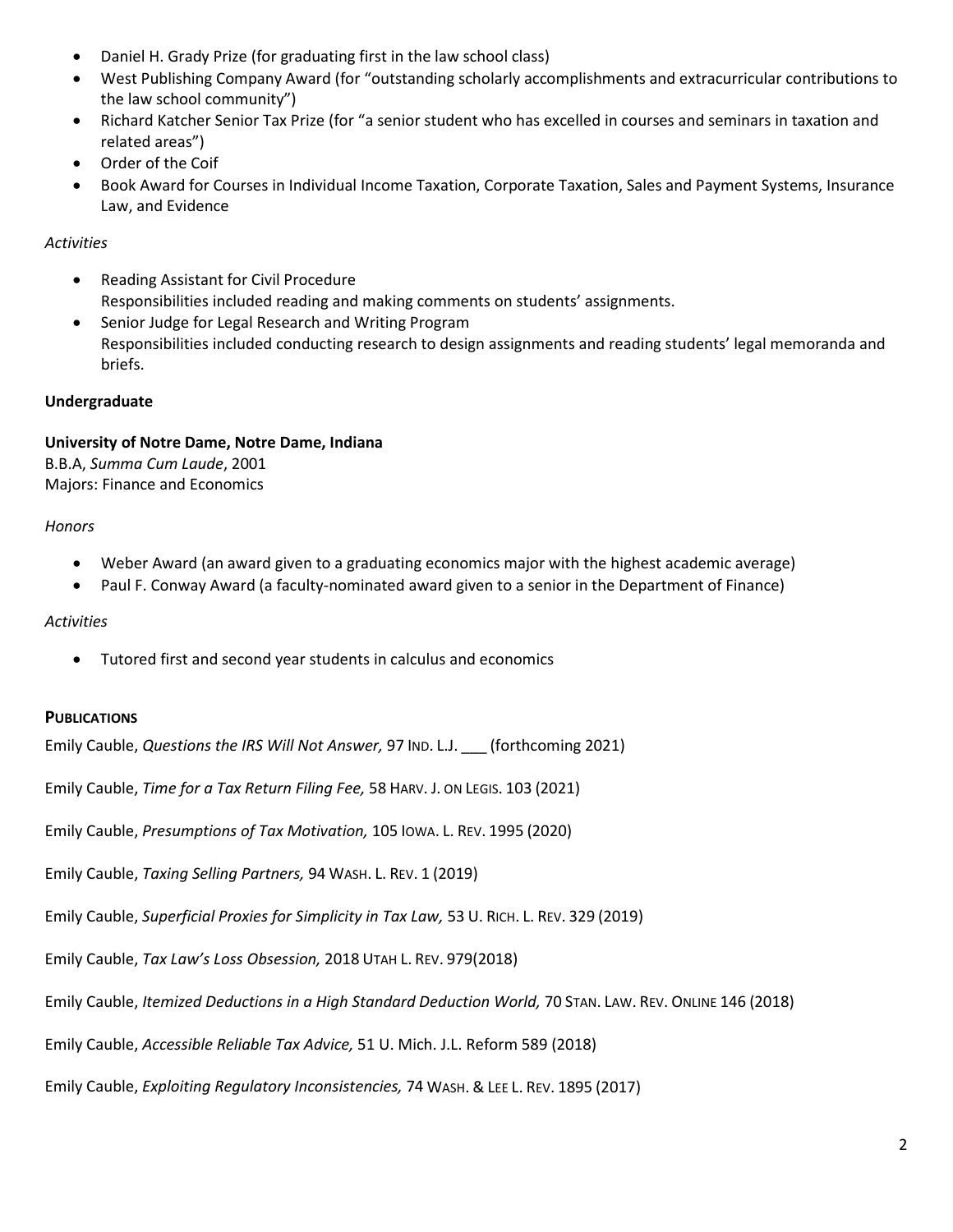- Daniel H. Grady Prize (for graduating first in the law school class)
- West Publishing Company Award (for "outstanding scholarly accomplishments and extracurricular contributions to the law school community")
- Richard Katcher Senior Tax Prize (for "a senior student who has excelled in courses and seminars in taxation and related areas")
- Order of the Coif
- Book Award for Courses in Individual Income Taxation, Corporate Taxation, Sales and Payment Systems, Insurance Law, and Evidence

*Activities*

- Reading Assistant for Civil Procedure
  Responsibilities included reading and making comments on students' assignments.
- Senior Judge for Legal Research and Writing Program
  Responsibilities included conducting research to design assignments and reading students' legal memoranda and briefs.

**Undergraduate**

**University of Notre Dame, Notre Dame, Indiana**
B.B.A, *Summa Cum Laude*, 2001
Majors: Finance and Economics

*Honors*

- Weber Award (an award given to a graduating economics major with the highest academic average)
- Paul F. Conway Award (a faculty-nominated award given to a senior in the Department of Finance)

*Activities*

- Tutored first and second year students in calculus and economics

**PUBLICATIONS**

Emily Cauble, *Questions the IRS Will Not Answer,* 97 IND. L.J. ___ (forthcoming 2021)

Emily Cauble, *Time for a Tax Return Filing Fee,* 58 HARV. J. ON LEGIS. 103 (2021)

Emily Cauble, *Presumptions of Tax Motivation,* 105 IOWA. L. REV. 1995 (2020)

Emily Cauble, *Taxing Selling Partners,* 94 WASH. L. REV. 1 (2019)

Emily Cauble, *Superficial Proxies for Simplicity in Tax Law,* 53 U. RICH. L. REV. 329 (2019)

Emily Cauble, *Tax Law's Loss Obsession,* 2018 UTAH L. REV. 979(2018)

Emily Cauble, *Itemized Deductions in a High Standard Deduction World,* 70 STAN. LAW. REV. ONLINE 146 (2018)

Emily Cauble, *Accessible Reliable Tax Advice,* 51 U. Mich. J.L. Reform 589 (2018)

Emily Cauble, *Exploiting Regulatory Inconsistencies,* 74 WASH. & LEE L. REV. 1895 (2017)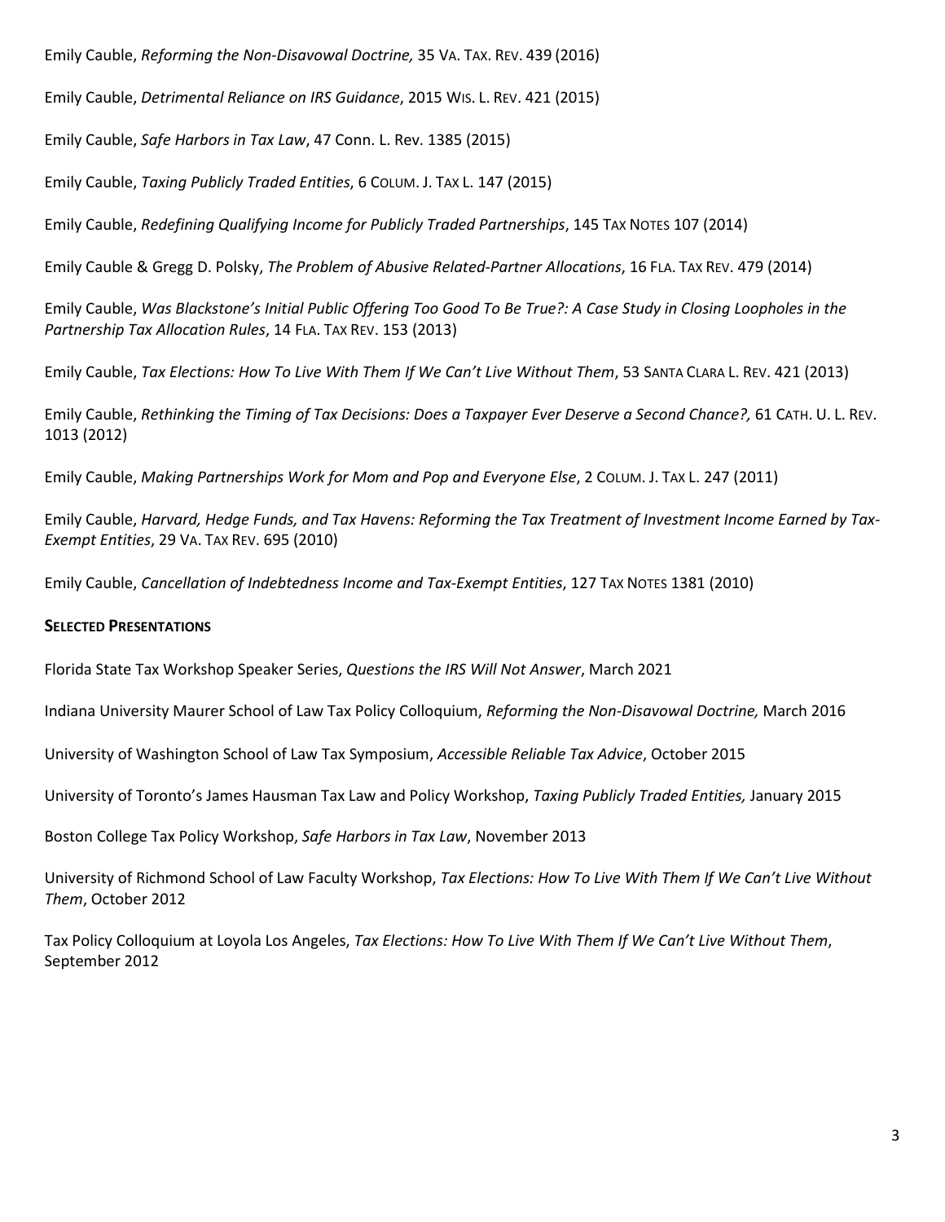Emily Cauble, *Reforming the Non-Disavowal Doctrine,* 35 VA. TAX. REV. 439 (2016)

Emily Cauble, *Detrimental Reliance on IRS Guidance*, 2015 WIS. L. REV. 421 (2015)

Emily Cauble, *Safe Harbors in Tax Law*, 47 Conn. L. Rev. 1385 (2015)

Emily Cauble, *Taxing Publicly Traded Entities*, 6 COLUM. J. TAX L. 147 (2015)

Emily Cauble, *Redefining Qualifying Income for Publicly Traded Partnerships*, 145 TAX NOTES 107 (2014)

Emily Cauble & Gregg D. Polsky, *The Problem of Abusive Related-Partner Allocations*, 16 FLA. TAX REV. 479 (2014)

Emily Cauble, *Was Blackstone's Initial Public Offering Too Good To Be True?: A Case Study in Closing Loopholes in the Partnership Tax Allocation Rules*, 14 FLA. TAX REV. 153 (2013)

Emily Cauble, *Tax Elections: How To Live With Them If We Can't Live Without Them*, 53 SANTA CLARA L. REV. 421 (2013)

Emily Cauble, *Rethinking the Timing of Tax Decisions: Does a Taxpayer Ever Deserve a Second Chance?,* 61 CATH. U. L. REV. 1013 (2012)

Emily Cauble, *Making Partnerships Work for Mom and Pop and Everyone Else*, 2 COLUM. J. TAX L. 247 (2011)

Emily Cauble, *Harvard, Hedge Funds, and Tax Havens: Reforming the Tax Treatment of Investment Income Earned by Tax-Exempt Entities*, 29 VA. TAX REV. 695 (2010)

Emily Cauble, *Cancellation of Indebtedness Income and Tax-Exempt Entities*, 127 TAX NOTES 1381 (2010)

**SELECTED PRESENTATIONS**

Florida State Tax Workshop Speaker Series, *Questions the IRS Will Not Answer*, March 2021

Indiana University Maurer School of Law Tax Policy Colloquium, *Reforming the Non-Disavowal Doctrine,* March 2016

University of Washington School of Law Tax Symposium, *Accessible Reliable Tax Advice*, October 2015

University of Toronto's James Hausman Tax Law and Policy Workshop, *Taxing Publicly Traded Entities,* January 2015

Boston College Tax Policy Workshop, *Safe Harbors in Tax Law*, November 2013

University of Richmond School of Law Faculty Workshop, *Tax Elections: How To Live With Them If We Can't Live Without Them*, October 2012

Tax Policy Colloquium at Loyola Los Angeles, *Tax Elections: How To Live With Them If We Can't Live Without Them*, September 2012